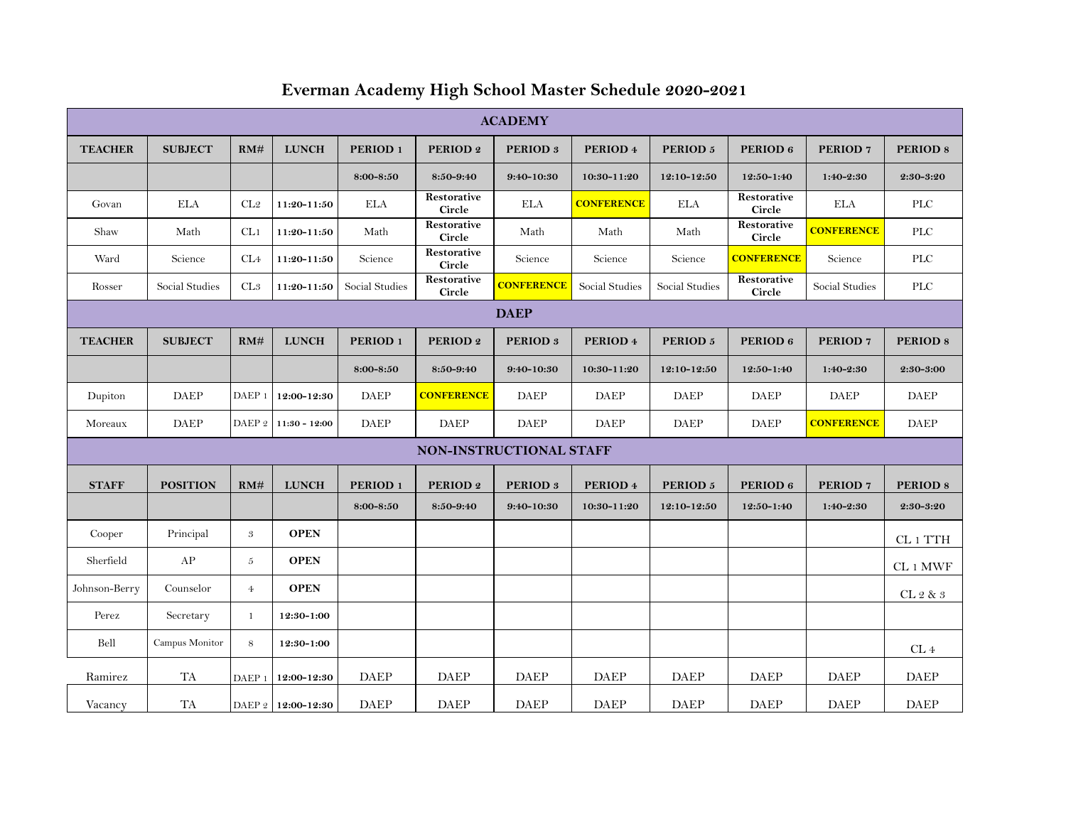# Everman Academy High School Master Schedule 2020-2021

| ACADEMY | | | | | | | | | | | |
|---|---|---|---|---|---|---|---|---|---|---|---|
| **TEACHER** | **SUBJECT** | **RM#** | **LUNCH** | **PERIOD 1** | **PERIOD 2** | **PERIOD 3** | **PERIOD 4** | **PERIOD 5** | **PERIOD 6** | **PERIOD 7** | **PERIOD 8** |
| | | | | **8:00-8:50** | **8:50-9:40** | **9:40-10:30** | **10:30-11:20** | **12:10-12:50** | **12:50-1:40** | **1:40-2:30** | **2:30-3:20** |
| Govan | ELA | CL2 | **11:20-11:50** | ELA | **Restorative Circle** | ELA | **CONFERENCE** | ELA | **Restorative Circle** | ELA | PLC |
| Shaw | Math | CL1 | **11:20-11:50** | Math | **Restorative Circle** | Math | Math | Math | **Restorative Circle** | **CONFERENCE** | PLC |
| Ward | Science | CL4 | **11:20-11:50** | Science | **Restorative Circle** | Science | Science | Science | **CONFERENCE** | Science | PLC |
| Rosser | Social Studies | CL3 | **11:20-11:50** | Social Studies | **Restorative Circle** | **CONFERENCE** | Social Studies | Social Studies | **Restorative Circle** | Social Studies | PLC |
| **DAEP** | | | | | | | | | | | |
| **TEACHER** | **SUBJECT** | **RM#** | **LUNCH** | **PERIOD 1** | **PERIOD 2** | **PERIOD 3** | **PERIOD 4** | **PERIOD 5** | **PERIOD 6** | **PERIOD 7** | **PERIOD 8** |
| | | | | **8:00-8:50** | **8:50-9:40** | **9:40-10:30** | **10:30-11:20** | **12:10-12:50** | **12:50-1:40** | **1:40-2:30** | **2:30-3:00** |
| Dupiton | DAEP | DAEP 1 | **12:00-12:30** | DAEP | **CONFERENCE** | DAEP | DAEP | DAEP | DAEP | DAEP | DAEP |
| Moreaux | DAEP | DAEP 2 | **11:30 - 12:00** | DAEP | DAEP | DAEP | DAEP | DAEP | DAEP | **CONFERENCE** | DAEP |
| **NON-INSTRUCTIONAL STAFF** | | | | | | | | | | | |
| **STAFF** | **POSITION** | **RM#** | **LUNCH** | **PERIOD 1** | **PERIOD 2** | **PERIOD 3** | **PERIOD 4** | **PERIOD 5** | **PERIOD 6** | **PERIOD 7** | **PERIOD 8** |
| | | | | **8:00-8:50** | **8:50-9:40** | **9:40-10:30** | **10:30-11:20** | **12:10-12:50** | **12:50-1:40** | **1:40-2:30** | **2:30-3:20** |
| Cooper | Principal | 3 | **OPEN** | | | | | | | | CL 1 TTH |
| Sherfield | AP | 5 | **OPEN** | | | | | | | | CL 1 MWF |
| Johnson-Berry | Counselor | 4 | **OPEN** | | | | | | | | CL 2 & 3 |
| Perez | Secretary | 1 | **12:30-1:00** | | | | | | | | |
| Bell | Campus Monitor | 8 | **12:30-1:00** | | | | | | | | CL 4 |
| Ramirez | TA | DAEP 1 | **12:00-12:30** | DAEP | DAEP | DAEP | DAEP | DAEP | DAEP | DAEP | DAEP |
| Vacancy | TA | DAEP 2 | **12:00-12:30** | DAEP | DAEP | DAEP | DAEP | DAEP | DAEP | DAEP | DAEP |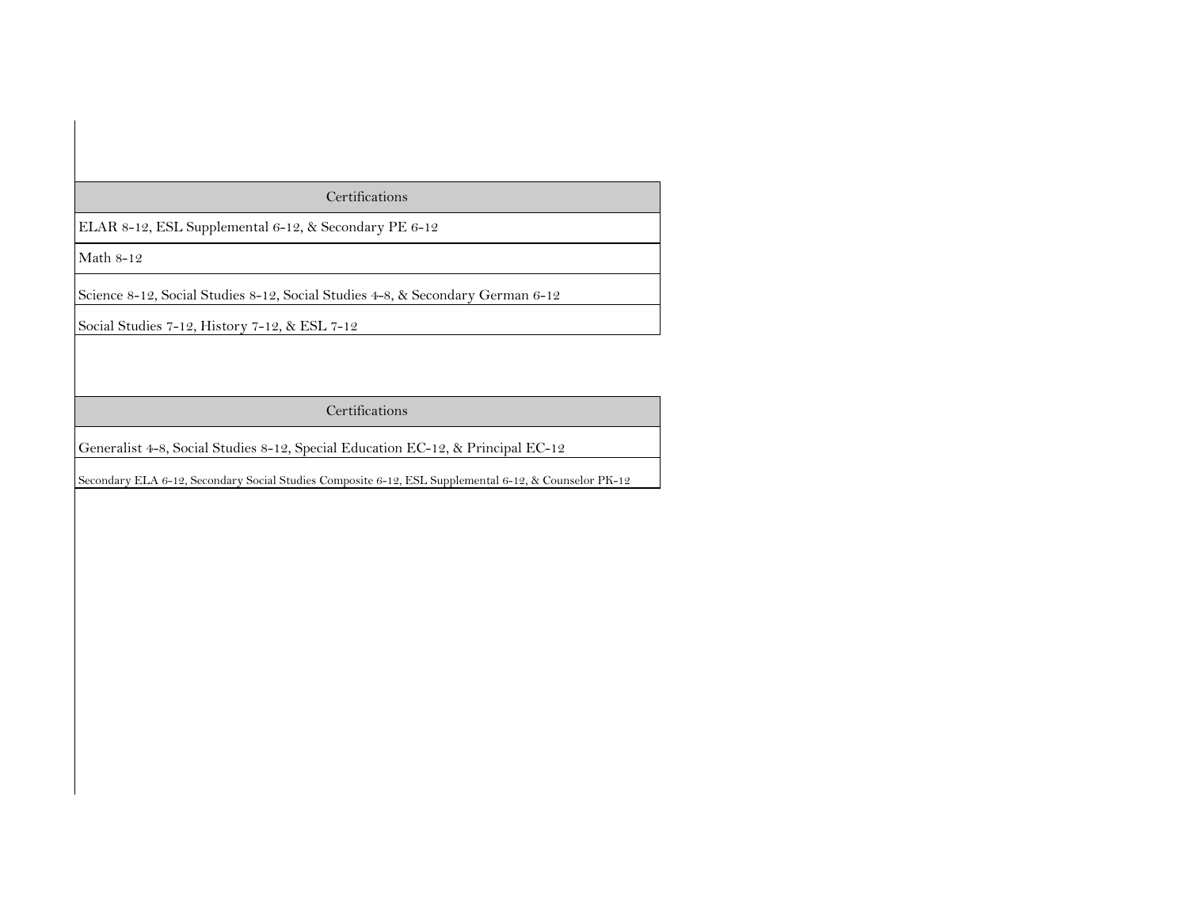| Certifications |
| --- |
| ELAR 8-12, ESL Supplemental 6-12, & Secondary PE 6-12 |
| Math 8-12 |
| Science 8-12, Social Studies 8-12, Social Studies 4-8, & Secondary German 6-12 |
| Social Studies 7-12, History 7-12, & ESL 7-12 |

| Certifications |
| --- |
| Generalist 4-8, Social Studies 8-12, Special Education EC-12, & Principal EC-12 |
| Secondary ELA 6-12, Secondary Social Studies Composite 6-12, ESL Supplemental 6-12, & Counselor PK-12 |